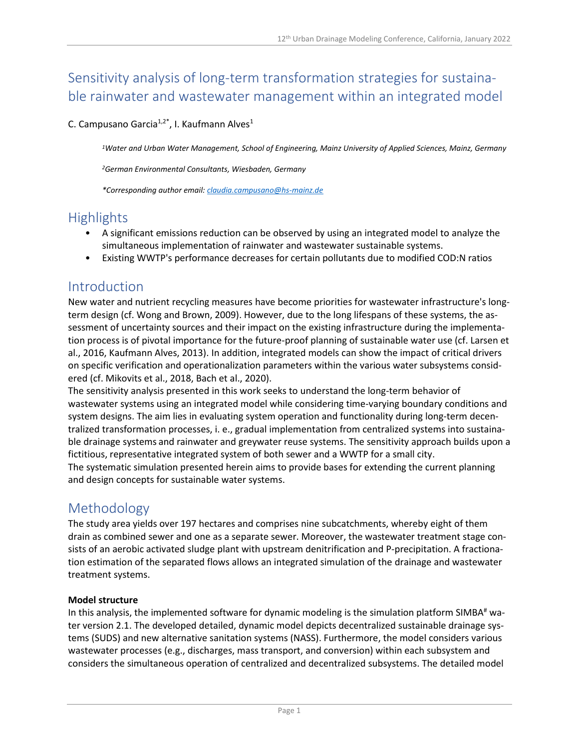# Sensitivity analysis of long-term transformation strategies for sustainable rainwater and wastewater management within an integrated model

C. Campusano Garcia[1,2*], I. Kaufmann Alves[1]

*[1]Water and Urban Water Management, School of Engineering, Mainz University of Applied Sciences, Mainz, Germany*

*[2]German Environmental Consultants, Wiesbaden, Germany*

*\*Corresponding author email: claudia.campusano@hs-mainz.de*

## Highlights

- A significant emissions reduction can be observed by using an integrated model to analyze the simultaneous implementation of rainwater and wastewater sustainable systems.
- Existing WWTP's performance decreases for certain pollutants due to modified COD:N ratios

## Introduction

New water and nutrient recycling measures have become priorities for wastewater infrastructure's long-term design (cf. Wong and Brown, 2009). However, due to the long lifespans of these systems, the assessment of uncertainty sources and their impact on the existing infrastructure during the implementation process is of pivotal importance for the future-proof planning of sustainable water use (cf. Larsen et al., 2016, Kaufmann Alves, 2013). In addition, integrated models can show the impact of critical drivers on specific verification and operationalization parameters within the various water subsystems considered (cf. Mikovits et al., 2018, Bach et al., 2020).

The sensitivity analysis presented in this work seeks to understand the long-term behavior of wastewater systems using an integrated model while considering time-varying boundary conditions and system designs. The aim lies in evaluating system operation and functionality during long-term decentralized transformation processes, i. e., gradual implementation from centralized systems into sustainable drainage systems and rainwater and greywater reuse systems. The sensitivity approach builds upon a fictitious, representative integrated system of both sewer and a WWTP for a small city.

The systematic simulation presented herein aims to provide bases for extending the current planning and design concepts for sustainable water systems.

## Methodology

The study area yields over 197 hectares and comprises nine subcatchments, whereby eight of them drain as combined sewer and one as a separate sewer. Moreover, the wastewater treatment stage consists of an aerobic activated sludge plant with upstream denitrification and P-precipitation. A fractionation estimation of the separated flows allows an integrated simulation of the drainage and wastewater treatment systems.

### Model structure

In this analysis, the implemented software for dynamic modeling is the simulation platform SIMBA[#] water version 2.1. The developed detailed, dynamic model depicts decentralized sustainable drainage systems (SUDS) and new alternative sanitation systems (NASS). Furthermore, the model considers various wastewater processes (e.g., discharges, mass transport, and conversion) within each subsystem and considers the simultaneous operation of centralized and decentralized subsystems. The detailed model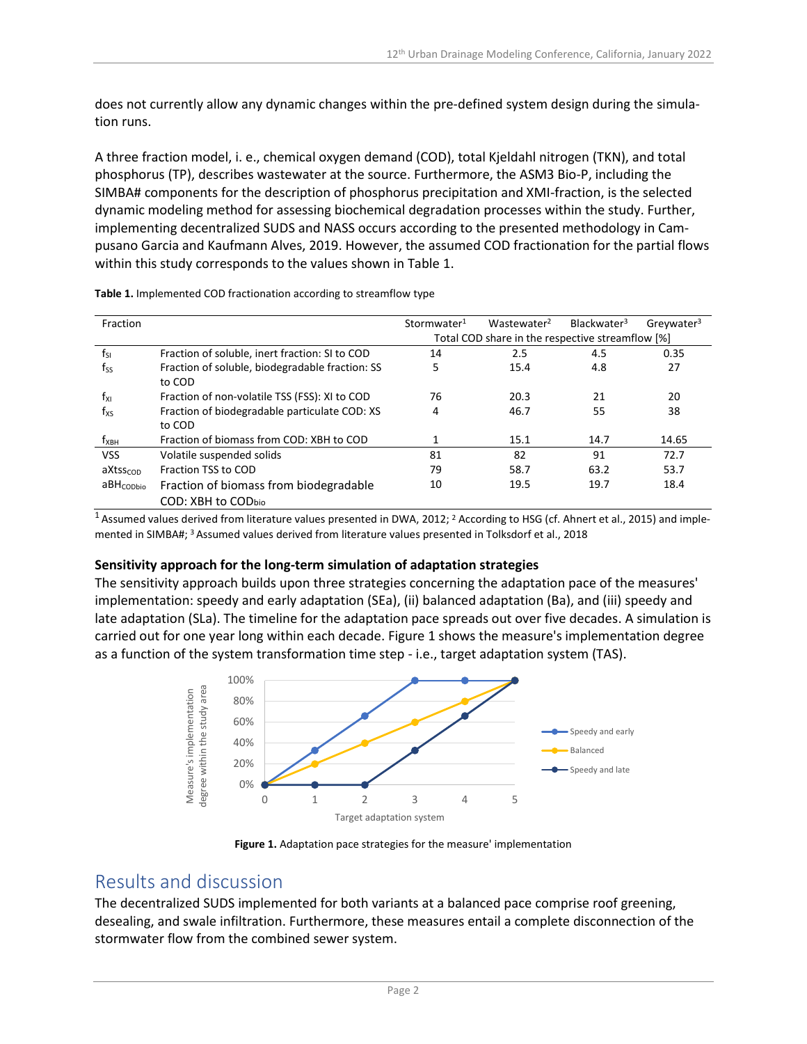does not currently allow any dynamic changes within the pre-defined system design during the simulation runs.

A three fraction model, i. e., chemical oxygen demand (COD), total Kjeldahl nitrogen (TKN), and total phosphorus (TP), describes wastewater at the source. Furthermore, the ASM3 Bio-P, including the SIMBA# components for the description of phosphorus precipitation and XMI-fraction, is the selected dynamic modeling method for assessing biochemical degradation processes within the study. Further, implementing decentralized SUDS and NASS occurs according to the presented methodology in Campusano Garcia and Kaufmann Alves, 2019. However, the assumed COD fractionation for the partial flows within this study corresponds to the values shown in Table 1.

**Table 1.** Implemented COD fractionation according to streamflow type

| Fraction | | Stormwater[1] | Wastewater[2] | Blackwater[3] | Greywater[3] |
|---|---|---|---|---|---|
| | | Total COD share in the respective streamflow [%] | | | |
| $f_{SI}$ | Fraction of soluble, inert fraction: SI to COD | 14 | 2.5 | 4.5 | 0.35 |
| $f_{SS}$ | Fraction of soluble, biodegradable fraction: SS to COD | 5 | 15.4 | 4.8 | 27 |
| $f_{XI}$ | Fraction of non-volatile TSS (FSS): XI to COD | 76 | 20.3 | 21 | 20 |
| $f_{XS}$ | Fraction of biodegradable particulate COD: XS to COD | 4 | 46.7 | 55 | 38 |
| $f_{XBH}$ | Fraction of biomass from COD: XBH to COD | 1 | 15.1 | 14.7 | 14.65 |
| VSS | Volatile suspended solids | 81 | 82 | 91 | 72.7 |
| $aXtss_{COD}$ | Fraction TSS to COD | 79 | 58.7 | 63.2 | 53.7 |
| $aBH_{CODbio}$ | Fraction of biomass from biodegradable COD: XBH to $COD_{bio}$ | 10 | 19.5 | 19.7 | 18.4 |

[1] Assumed values derived from literature values presented in DWA, 2012; [2] According to HSG (cf. Ahnert et al., 2015) and implemented in SIMBA#; [3] Assumed values derived from literature values presented in Tolksdorf et al., 2018

**Sensitivity approach for the long-term simulation of adaptation strategies**

The sensitivity approach builds upon three strategies concerning the adaptation pace of the measures' implementation: speedy and early adaptation (SEa), (ii) balanced adaptation (Ba), and (iii) speedy and late adaptation (SLa). The timeline for the adaptation pace spreads out over five decades. A simulation is carried out for one year long within each decade. Figure 1 shows the measure's implementation degree as a function of the system transformation time step - i.e., target adaptation system (TAS).

**Figure 1.** Adaptation pace strategies for the measure' implementation

## Results and discussion

The decentralized SUDS implemented for both variants at a balanced pace comprise roof greening, desealing, and swale infiltration. Furthermore, these measures entail a complete disconnection of the stormwater flow from the combined sewer system.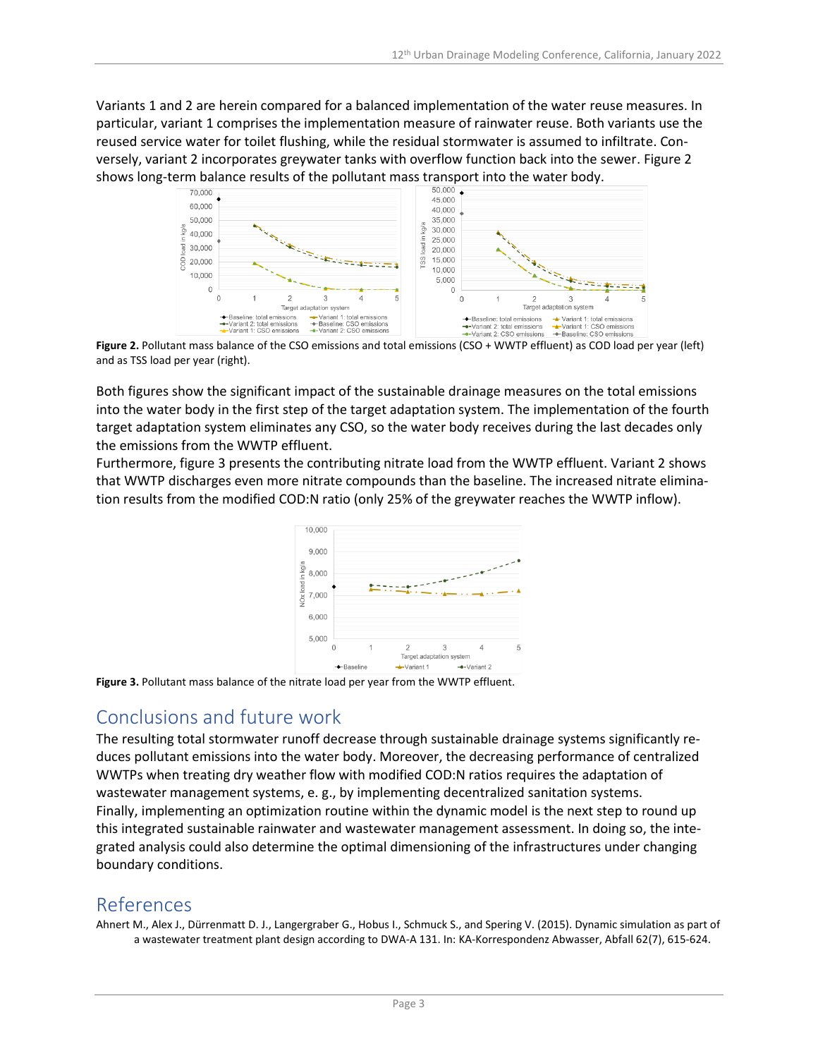Variants 1 and 2 are herein compared for a balanced implementation of the water reuse measures. In particular, variant 1 comprises the implementation measure of rainwater reuse. Both variants use the reused service water for toilet flushing, while the residual stormwater is assumed to infiltrate. Conversely, variant 2 incorporates greywater tanks with overflow function back into the sewer. Figure 2 shows long-term balance results of the pollutant mass transport into the water body.

**Figure 2.** Pollutant mass balance of the CSO emissions and total emissions (CSO + WWTP effluent) as COD load per year (left) and as TSS load per year (right).

Both figures show the significant impact of the sustainable drainage measures on the total emissions into the water body in the first step of the target adaptation system. The implementation of the fourth target adaptation system eliminates any CSO, so the water body receives during the last decades only the emissions from the WWTP effluent.

Furthermore, figure 3 presents the contributing nitrate load from the WWTP effluent. Variant 2 shows that WWTP discharges even more nitrate compounds than the baseline. The increased nitrate elimination results from the modified COD:N ratio (only 25% of the greywater reaches the WWTP inflow).

**Figure 3.** Pollutant mass balance of the nitrate load per year from the WWTP effluent.

## Conclusions and future work

The resulting total stormwater runoff decrease through sustainable drainage systems significantly reduces pollutant emissions into the water body. Moreover, the decreasing performance of centralized WWTPs when treating dry weather flow with modified COD:N ratios requires the adaptation of wastewater management systems, e. g., by implementing decentralized sanitation systems.

Finally, implementing an optimization routine within the dynamic model is the next step to round up this integrated sustainable rainwater and wastewater management assessment. In doing so, the integrated analysis could also determine the optimal dimensioning of the infrastructures under changing boundary conditions.

## References

Ahnert M., Alex J., Dürrenmatt D. J., Langergraber G., Hobus I., Schmuck S., and Spering V. (2015). Dynamic simulation as part of a wastewater treatment plant design according to DWA-A 131. In: KA-Korrespondenz Abwasser, Abfall 62(7), 615-624.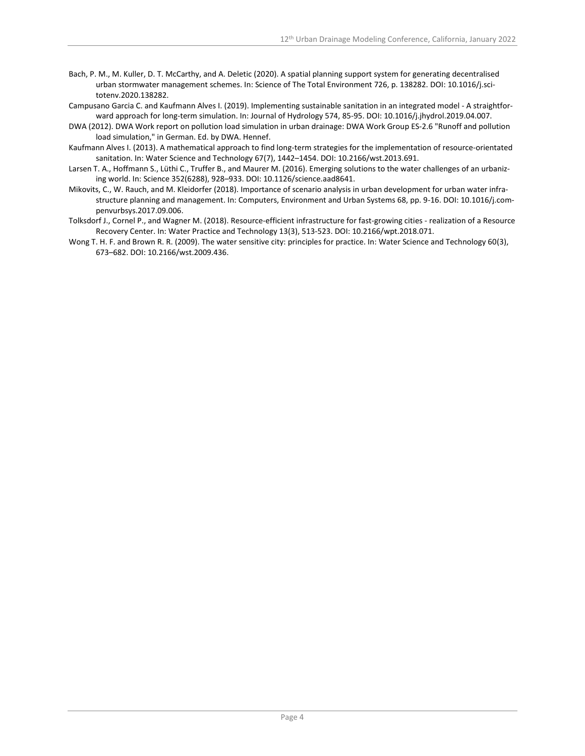Bach, P. M., M. Kuller, D. T. McCarthy, and A. Deletic (2020). A spatial planning support system for generating decentralised urban stormwater management schemes. In: Science of The Total Environment 726, p. 138282. DOI: 10.1016/j.scitotenv.2020.138282.

Campusano Garcia C. and Kaufmann Alves I. (2019). Implementing sustainable sanitation in an integrated model - A straightforward approach for long-term simulation. In: Journal of Hydrology 574, 85-95. DOI: 10.1016/j.jhydrol.2019.04.007.

DWA (2012). DWA Work report on pollution load simulation in urban drainage: DWA Work Group ES-2.6 "Runoff and pollution load simulation," in German. Ed. by DWA. Hennef.

Kaufmann Alves I. (2013). A mathematical approach to find long-term strategies for the implementation of resource-orientated sanitation. In: Water Science and Technology 67(7), 1442–1454. DOI: 10.2166/wst.2013.691.

Larsen T. A., Hoffmann S., Lüthi C., Truffer B., and Maurer M. (2016). Emerging solutions to the water challenges of an urbanizing world. In: Science 352(6288), 928–933. DOI: 10.1126/science.aad8641.

Mikovits, C., W. Rauch, and M. Kleidorfer (2018). Importance of scenario analysis in urban development for urban water infrastructure planning and management. In: Computers, Environment and Urban Systems 68, pp. 9-16. DOI: 10.1016/j.compenvurbsys.2017.09.006.

Tolksdorf J., Cornel P., and Wagner M. (2018). Resource-efficient infrastructure for fast-growing cities - realization of a Resource Recovery Center. In: Water Practice and Technology 13(3), 513-523. DOI: 10.2166/wpt.2018.071.

Wong T. H. F. and Brown R. R. (2009). The water sensitive city: principles for practice. In: Water Science and Technology 60(3), 673–682. DOI: 10.2166/wst.2009.436.